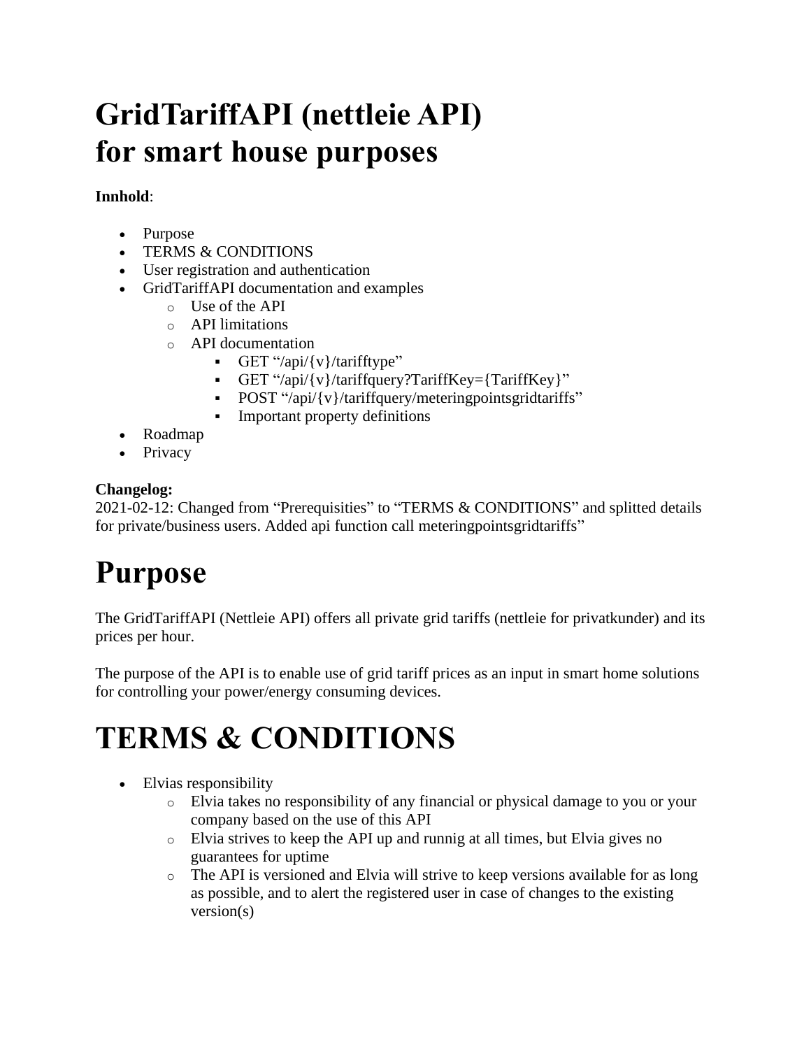# GridTariffAPI (nettleie API) for smart house purposes

**Innhold**:

- Purpose
- TERMS & CONDITIONS
- User registration and authentication
- GridTariffAPI documentation and examples
  - Use of the API
  - API limitations
  - API documentation
    - GET "/api/{v}/tarifftype"
    - GET "/api/{v}/tariffquery?TariffKey={TariffKey}"
    - POST "/api/{v}/tariffquery/meteringpointsgridtariffs"
    - Important property definitions
- Roadmap
- Privacy

**Changelog:**
2021-02-12: Changed from "Prerequisities" to "TERMS & CONDITIONS" and splitted details for private/business users. Added api function call meteringpointsgridtariffs"

# Purpose

The GridTariffAPI (Nettleie API) offers all private grid tariffs (nettleie for privatkunder) and its prices per hour.

The purpose of the API is to enable use of grid tariff prices as an input in smart home solutions for controlling your power/energy consuming devices.

# TERMS & CONDITIONS

- Elvias responsibility
  - Elvia takes no responsibility of any financial or physical damage to you or your company based on the use of this API
  - Elvia strives to keep the API up and runnig at all times, but Elvia gives no guarantees for uptime
  - The API is versioned and Elvia will strive to keep versions available for as long as possible, and to alert the registered user in case of changes to the existing version(s)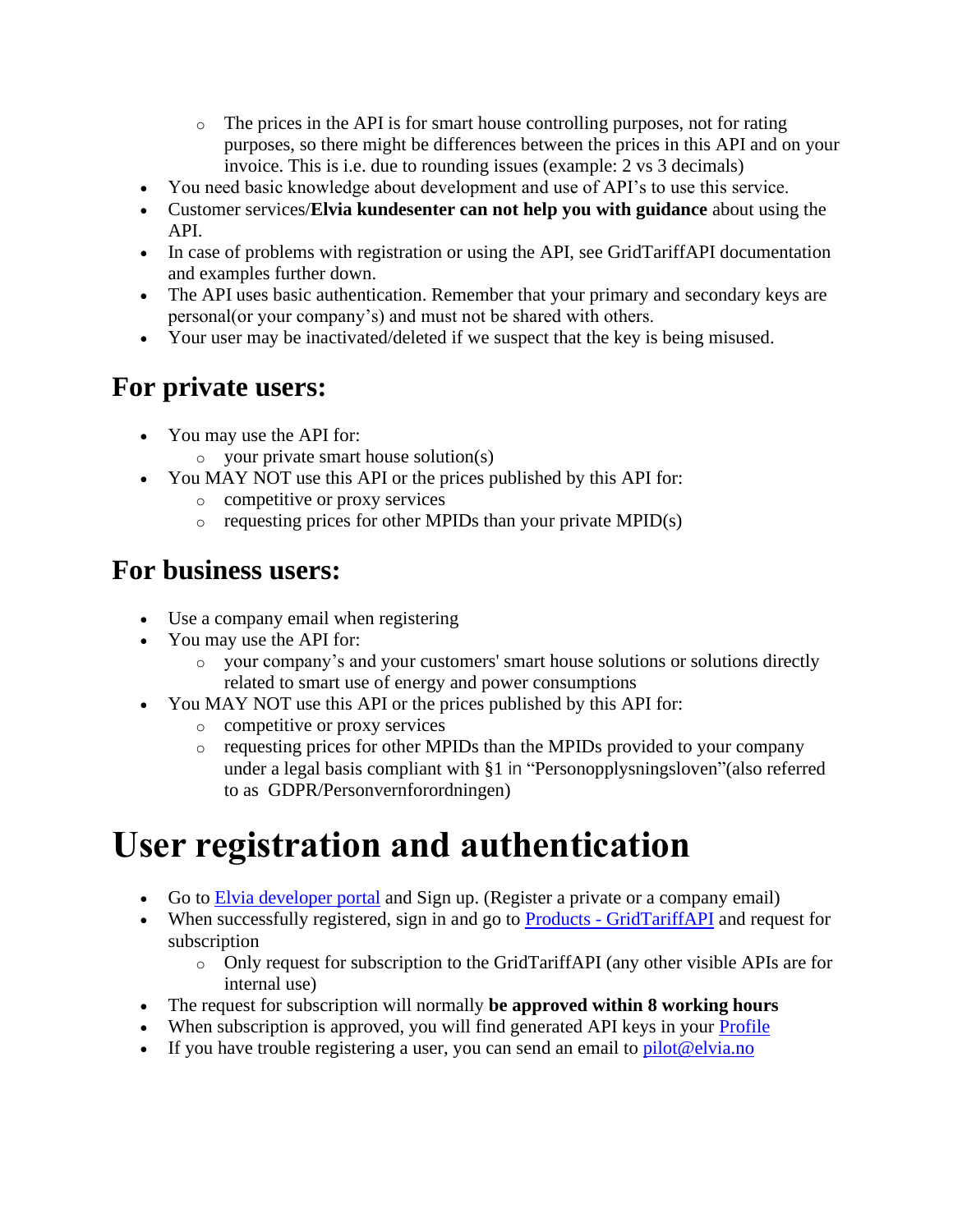- The prices in the API is for smart house controlling purposes, not for rating purposes, so there might be differences between the prices in this API and on your invoice. This is i.e. due to rounding issues (example: 2 vs 3 decimals)
- You need basic knowledge about development and use of API's to use this service.
- Customer services/**Elvia kundesenter can not help you with guidance** about using the API.
- In case of problems with registration or using the API, see GridTariffAPI documentation and examples further down.
- The API uses basic authentication. Remember that your primary and secondary keys are personal(or your company's) and must not be shared with others.
- Your user may be inactivated/deleted if we suspect that the key is being misused.

## For private users:

- You may use the API for:
    - your private smart house solution(s)
- You MAY NOT use this API or the prices published by this API for:
    - competitive or proxy services
    - requesting prices for other MPIDs than your private MPID(s)

## For business users:

- Use a company email when registering
- You may use the API for:
    - your company's and your customers' smart house solutions or solutions directly related to smart use of energy and power consumptions
- You MAY NOT use this API or the prices published by this API for:
    - competitive or proxy services
    - requesting prices for other MPIDs than the MPIDs provided to your company under a legal basis compliant with §1 in "Personopplysningsloven"(also referred to as GDPR/Personvernforordningen)

# User registration and authentication

- Go to [Elvia developer portal]() and Sign up. (Register a private or a company email)
- When successfully registered, sign in and go to [Products - GridTariffAPI]() and request for subscription
    - Only request for subscription to the GridTariffAPI (any other visible APIs are for internal use)
- The request for subscription will normally **be approved within 8 working hours**
- When subscription is approved, you will find generated API keys in your [Profile]()
- If you have trouble registering a user, you can send an email to [pilot@elvia.no](mailto:pilot@elvia.no)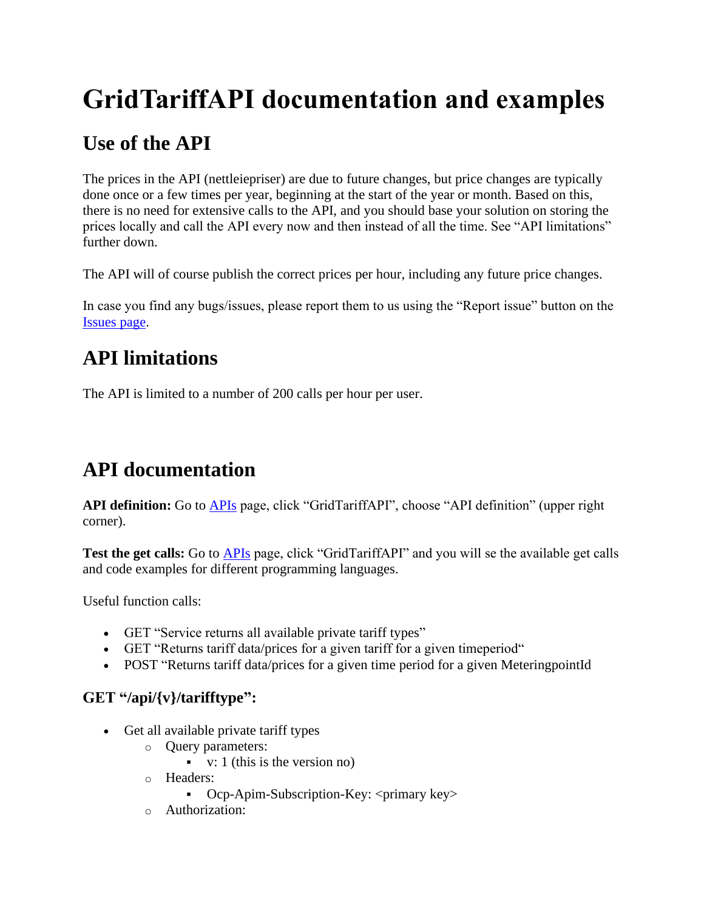# GridTariffAPI documentation and examples

## Use of the API

The prices in the API (nettleiepriser) are due to future changes, but price changes are typically done once or a few times per year, beginning at the start of the year or month. Based on this, there is no need for extensive calls to the API, and you should base your solution on storing the prices locally and call the API every now and then instead of all the time. See "API limitations" further down.

The API will of course publish the correct prices per hour, including any future price changes.

In case you find any bugs/issues, please report them to us using the "Report issue" button on the Issues page.

## API limitations

The API is limited to a number of 200 calls per hour per user.

## API documentation

**API definition:** Go to APIs page, click "GridTariffAPI", choose "API definition" (upper right corner).

**Test the get calls:** Go to APIs page, click "GridTariffAPI" and you will se the available get calls and code examples for different programming languages.

Useful function calls:

- GET "Service returns all available private tariff types"
- GET "Returns tariff data/prices for a given tariff for a given timeperiod"
- POST "Returns tariff data/prices for a given time period for a given MeteringpointId

### GET "/api/{v}/tarifftype":

- Get all available private tariff types
  - Query parameters:
    - v: 1 (this is the version no)
  - Headers:
    - Ocp-Apim-Subscription-Key: <primary key>
  - Authorization: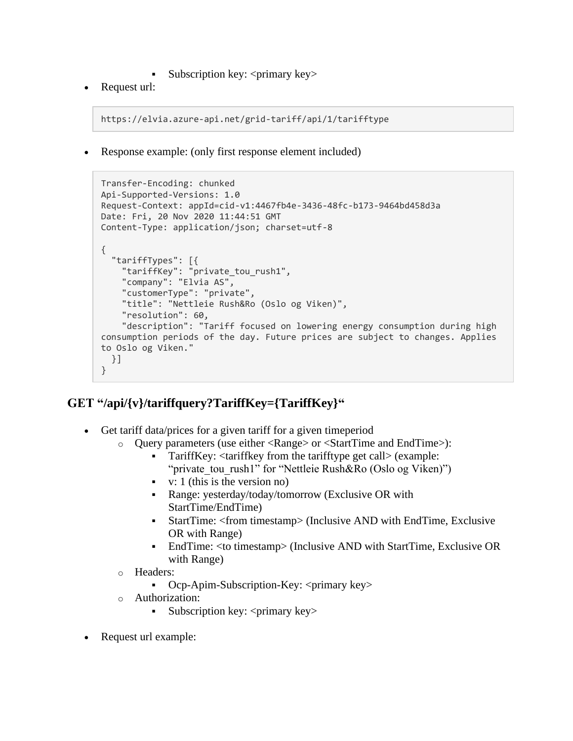- Subscription key: <primary key>
- Request url:

```
https://elvia.azure-api.net/grid-tariff/api/1/tarifftype
```

- Response example: (only first response element included)

```
Transfer-Encoding: chunked
Api-Supported-Versions: 1.0
Request-Context: appId=cid-v1:4467fb4e-3436-48fc-b173-9464bd458d3a
Date: Fri, 20 Nov 2020 11:44:51 GMT
Content-Type: application/json; charset=utf-8

{
  "tariffTypes": [{
    "tariffKey": "private_tou_rush1",
    "company": "Elvia AS",
    "customerType": "private",
    "title": "Nettleie Rush&Ro (Oslo og Viken)",
    "resolution": 60,
    "description": "Tariff focused on lowering energy consumption during high
consumption periods of the day. Future prices are subject to changes. Applies
to Oslo og Viken."
  }]
}
```

## GET "/api/{v}/tariffquery?TariffKey={TariffKey}"

- Get tariff data/prices for a given tariff for a given timeperiod
    - Query parameters (use either <Range> or <StartTime and EndTime>):
        - TariffKey: <tariffkey from the tarifftype get call> (example: "private_tou_rush1" for "Nettleie Rush&Ro (Oslo og Viken)")
        - v: 1 (this is the version no)
        - Range: yesterday/today/tomorrow (Exclusive OR with StartTime/EndTime)
        - StartTime: <from timestamp> (Inclusive AND with EndTime, Exclusive OR with Range)
        - EndTime: <to timestamp> (Inclusive AND with StartTime, Exclusive OR with Range)
    - Headers:
        - Ocp-Apim-Subscription-Key: <primary key>
    - Authorization:
        - Subscription key: <primary key>

- Request url example: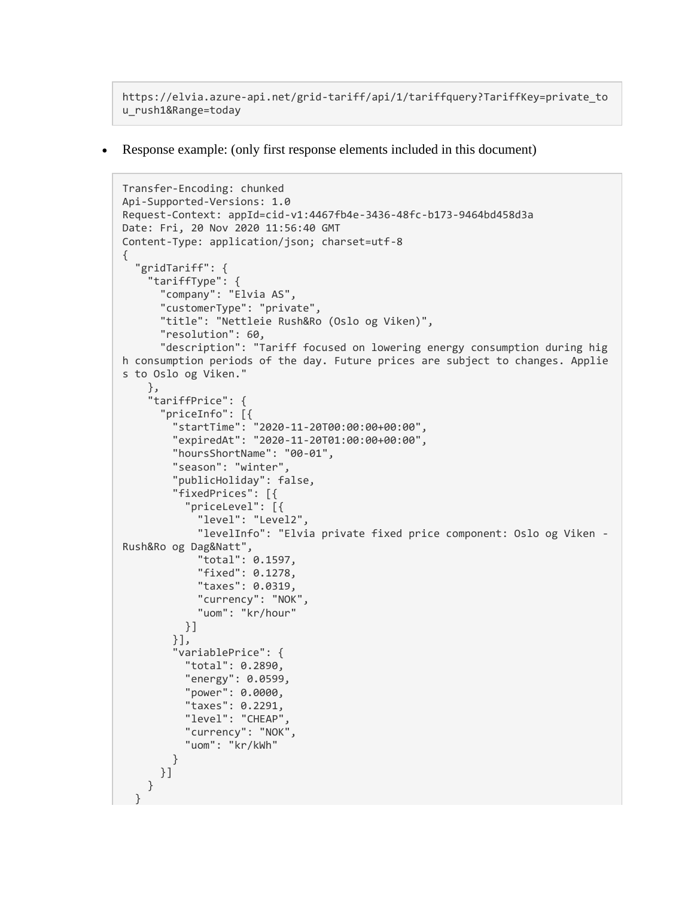```
https://elvia.azure-api.net/grid-tariff/api/1/tariffquery?TariffKey=private_tou_rush1&Range=today
```

- Response example: (only first response elements included in this document)

```
Transfer-Encoding: chunked
Api-Supported-Versions: 1.0
Request-Context: appId=cid-v1:4467fb4e-3436-48fc-b173-9464bd458d3a
Date: Fri, 20 Nov 2020 11:56:40 GMT
Content-Type: application/json; charset=utf-8
{
  "gridTariff": {
    "tariffType": {
      "company": "Elvia AS",
      "customerType": "private",
      "title": "Nettleie Rush&Ro (Oslo og Viken)",
      "resolution": 60,
      "description": "Tariff focused on lowering energy consumption during high consumption periods of the day. Future prices are subject to changes. Applies to Oslo og Viken."
    },
    "tariffPrice": {
      "priceInfo": [{
        "startTime": "2020-11-20T00:00:00+00:00",
        "expiredAt": "2020-11-20T01:00:00+00:00",
        "hoursShortName": "00-01",
        "season": "winter",
        "publicHoliday": false,
        "fixedPrices": [{
          "priceLevel": [{
            "level": "Level2",
            "levelInfo": "Elvia private fixed price component: Oslo og Viken - Rush&Ro og Dag&Natt",
            "total": 0.1597,
            "fixed": 0.1278,
            "taxes": 0.0319,
            "currency": "NOK",
            "uom": "kr/hour"
          }]
        }],
        "variablePrice": {
          "total": 0.2890,
          "energy": 0.0599,
          "power": 0.0000,
          "taxes": 0.2291,
          "level": "CHEAP",
          "currency": "NOK",
          "uom": "kr/kWh"
        }
      }]
    }
  }
```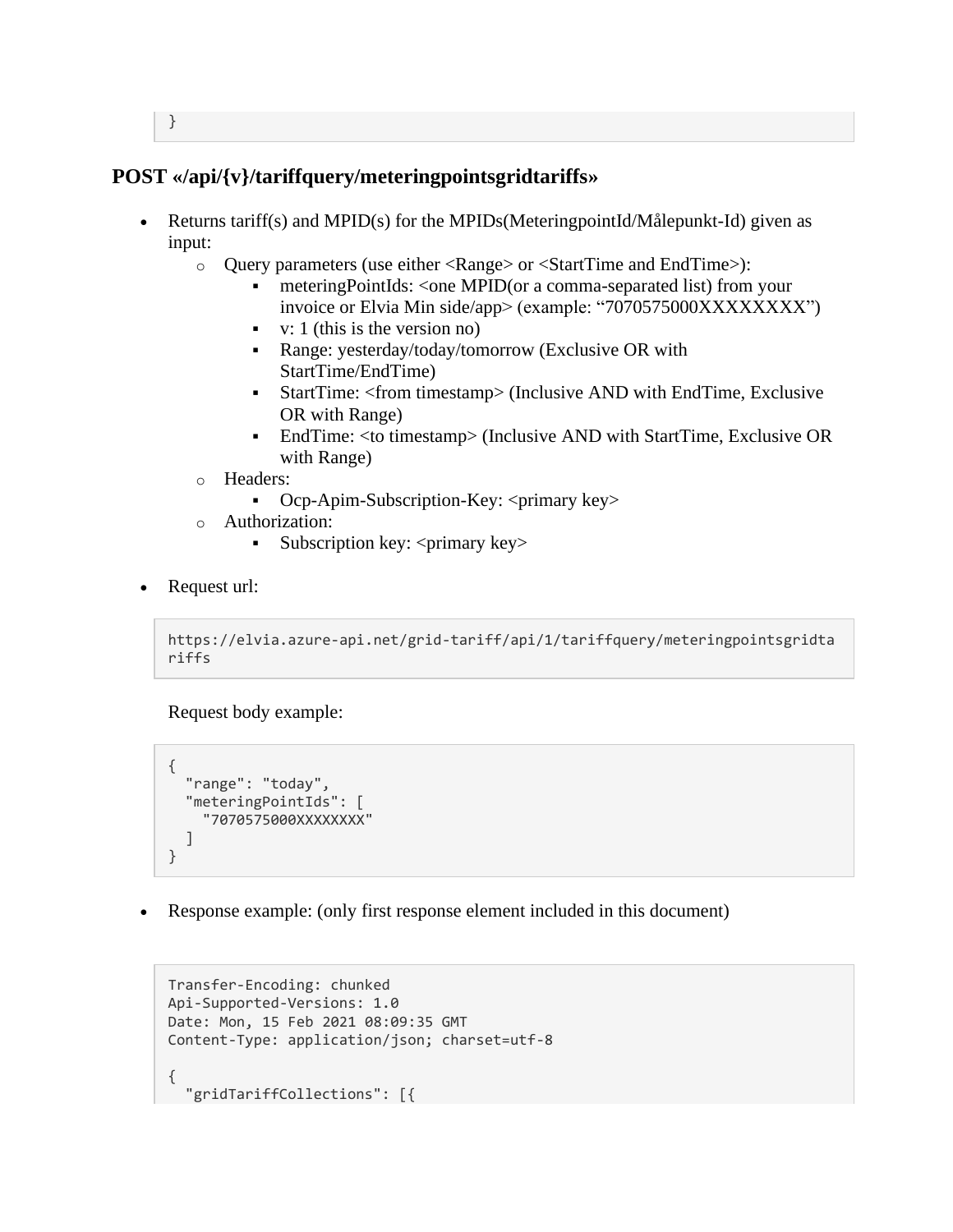```
}
```

## POST «/api/{v}/tariffquery/meteringpointsgridtariffs»

- Returns tariff(s) and MPID(s) for the MPIDs(MeteringpointId/Målepunkt-Id) given as input:
  - Query parameters (use either <Range> or <StartTime and EndTime>):
    - meteringPointIds: <one MPID(or a comma-separated list) from your invoice or Elvia Min side/app> (example: “7070575000XXXXXXXX”)
    - v: 1 (this is the version no)
    - Range: yesterday/today/tomorrow (Exclusive OR with StartTime/EndTime)
    - StartTime: <from timestamp> (Inclusive AND with EndTime, Exclusive OR with Range)
    - EndTime: <to timestamp> (Inclusive AND with StartTime, Exclusive OR with Range)
  - Headers:
    - Ocp-Apim-Subscription-Key: <primary key>
  - Authorization:
    - Subscription key: <primary key>

- Request url:

```
https://elvia.azure-api.net/grid-tariff/api/1/tariffquery/meteringpointsgridtariffs
```

Request body example:

```
{
  "range": "today",
  "meteringPointIds": [
    "7070575000XXXXXXXX"
  ]
}
```

- Response example: (only first response element included in this document)

```
Transfer-Encoding: chunked
Api-Supported-Versions: 1.0
Date: Mon, 15 Feb 2021 08:09:35 GMT
Content-Type: application/json; charset=utf-8

{
  "gridTariffCollections": [{
```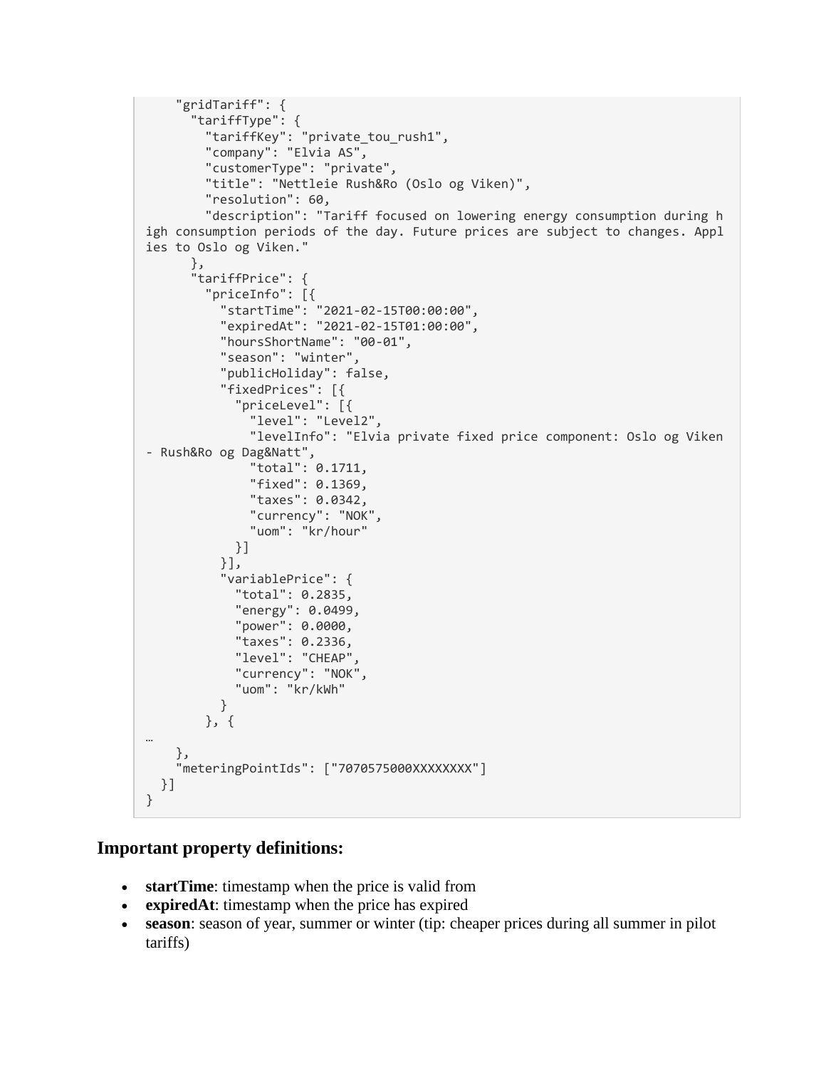```
    "gridTariff": {
      "tariffType": {
        "tariffKey": "private_tou_rush1",
        "company": "Elvia AS",
        "customerType": "private",
        "title": "Nettleie Rush&Ro (Oslo og Viken)",
        "resolution": 60,
        "description": "Tariff focused on lowering energy consumption during high consumption periods of the day. Future prices are subject to changes. Applies to Oslo og Viken."
      },
      "tariffPrice": {
        "priceInfo": [{
          "startTime": "2021-02-15T00:00:00",
          "expiredAt": "2021-02-15T01:00:00",
          "hoursShortName": "00-01",
          "season": "winter",
          "publicHoliday": false,
          "fixedPrices": [{
            "priceLevel": [{
              "level": "Level2",
              "levelInfo": "Elvia private fixed price component: Oslo og Viken - Rush&Ro og Dag&Natt",
              "total": 0.1711,
              "fixed": 0.1369,
              "taxes": 0.0342,
              "currency": "NOK",
              "uom": "kr/hour"
            }]
          }],
          "variablePrice": {
            "total": 0.2835,
            "energy": 0.0499,
            "power": 0.0000,
            "taxes": 0.2336,
            "level": "CHEAP",
            "currency": "NOK",
            "uom": "kr/kWh"
          }
        }, {
…
    },
    "meteringPointIds": ["7070575000XXXXXXXX"]
  }]
}
```

### Important property definitions:

- **startTime**: timestamp when the price is valid from
- **expiredAt**: timestamp when the price has expired
- **season**: season of year, summer or winter (tip: cheaper prices during all summer in pilot tariffs)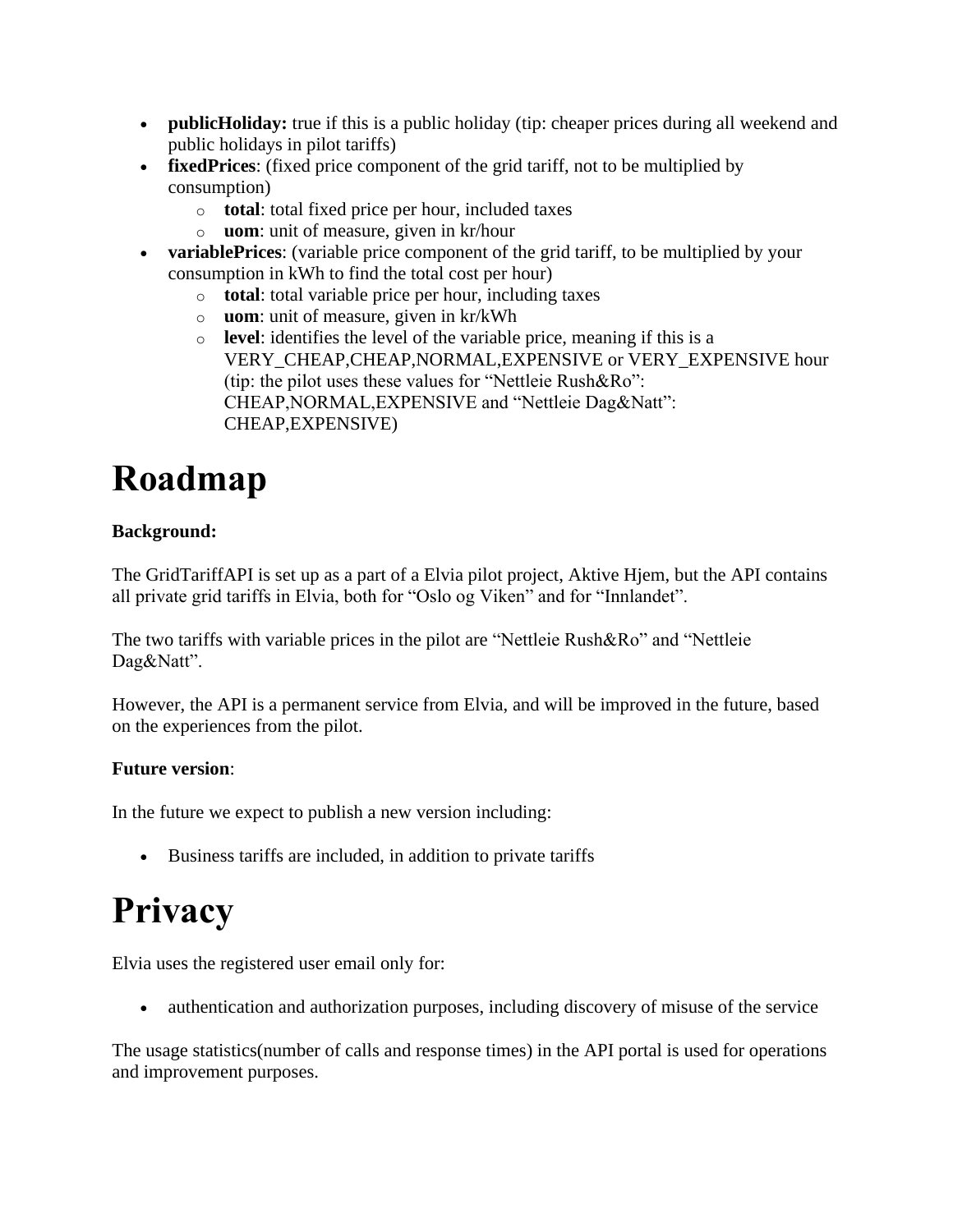- **publicHoliday:** true if this is a public holiday (tip: cheaper prices during all weekend and public holidays in pilot tariffs)
- **fixedPrices**: (fixed price component of the grid tariff, not to be multiplied by consumption)
  - **total**: total fixed price per hour, included taxes
  - **uom**: unit of measure, given in kr/hour
- **variablePrices**: (variable price component of the grid tariff, to be multiplied by your consumption in kWh to find the total cost per hour)
  - **total**: total variable price per hour, including taxes
  - **uom**: unit of measure, given in kr/kWh
  - **level**: identifies the level of the variable price, meaning if this is a VERY_CHEAP,CHEAP,NORMAL,EXPENSIVE or VERY_EXPENSIVE hour (tip: the pilot uses these values for "Nettleie Rush&Ro": CHEAP,NORMAL,EXPENSIVE and "Nettleie Dag&Natt": CHEAP,EXPENSIVE)

# Roadmap

**Background:**

The GridTariffAPI is set up as a part of a Elvia pilot project, Aktive Hjem, but the API contains all private grid tariffs in Elvia, both for "Oslo og Viken" and for "Innlandet".

The two tariffs with variable prices in the pilot are "Nettleie Rush&Ro" and "Nettleie Dag&Natt".

However, the API is a permanent service from Elvia, and will be improved in the future, based on the experiences from the pilot.

**Future version**:

In the future we expect to publish a new version including:

- Business tariffs are included, in addition to private tariffs

# Privacy

Elvia uses the registered user email only for:

- authentication and authorization purposes, including discovery of misuse of the service

The usage statistics(number of calls and response times) in the API portal is used for operations and improvement purposes.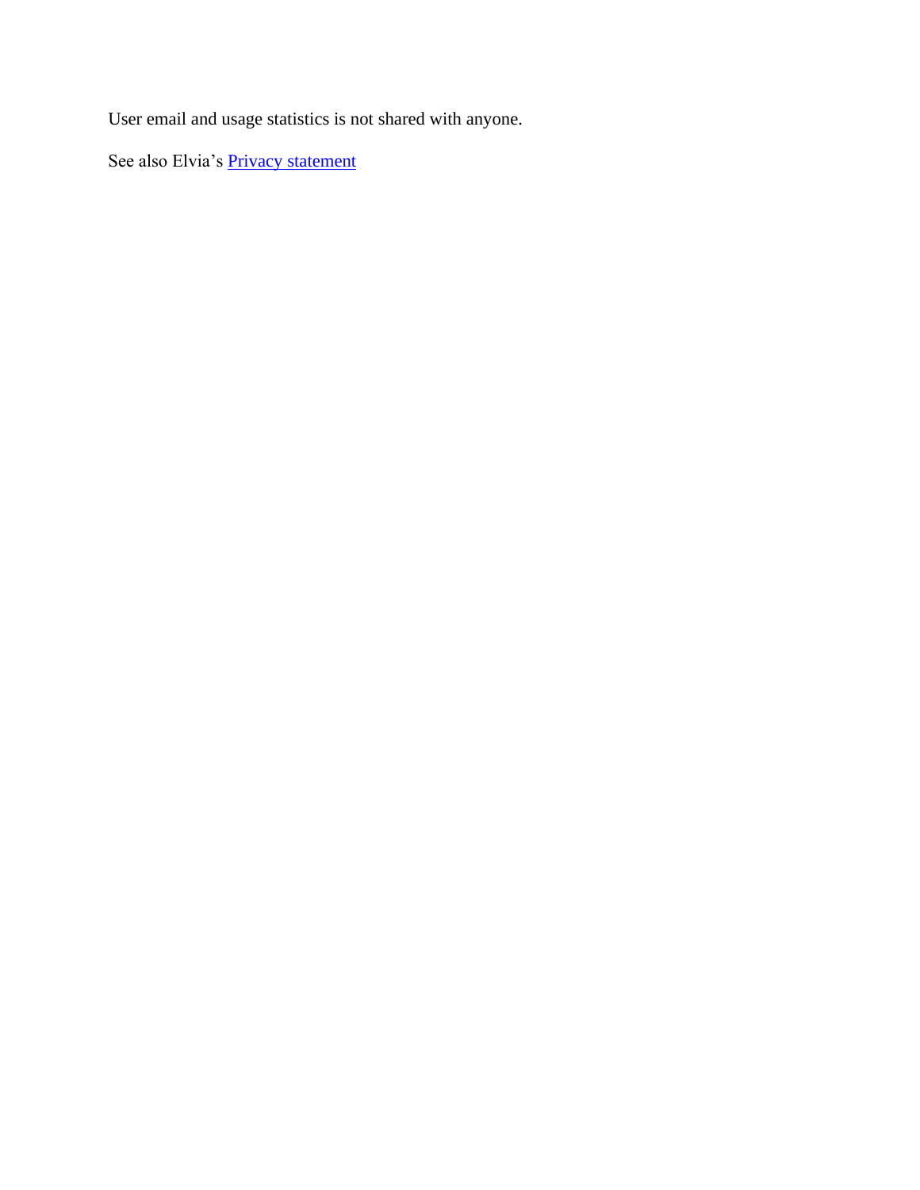User email and usage statistics is not shared with anyone.

See also Elvia's Privacy statement